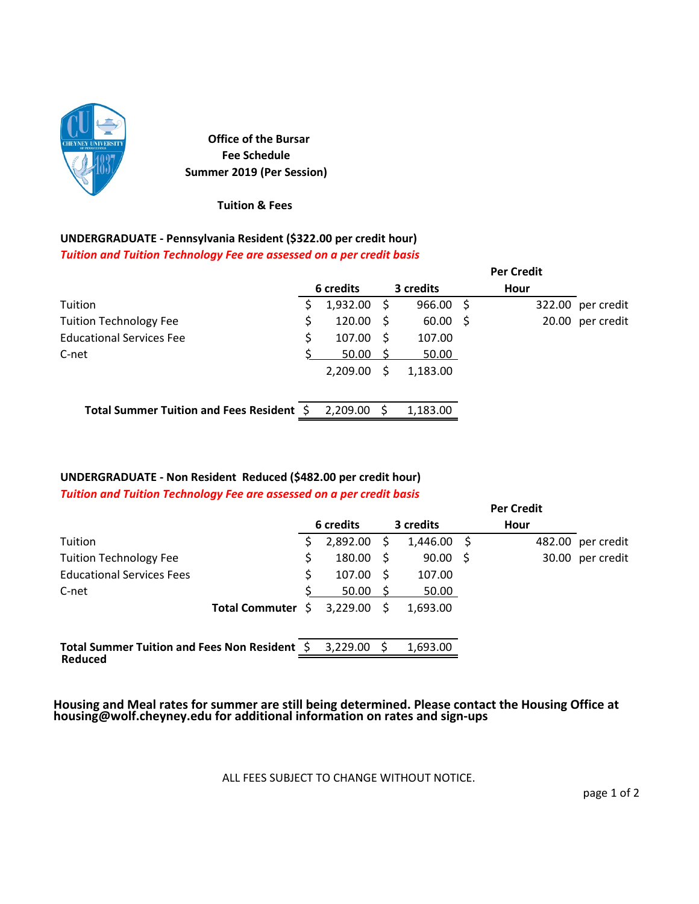**Office of the Bursar**
**Fee Schedule**
**Summer 2019 (Per Session)**

**Tuition & Fees**

**UNDERGRADUATE - Pennsylvania Resident ($322.00 per credit hour)**
***Tuition and Tuition Technology Fee are assessed on a per credit basis***

| | 6 credits | 3 credits | Per Credit Hour | |
|---|---|---|---|---|
| Tuition | $ 1,932.00 | $ 966.00 | $ 322.00 | per credit |
| Tuition Technology Fee | $ 120.00 | $ 60.00 | $ 20.00 | per credit |
| Educational Services Fee | $ 107.00 | $ 107.00 | | |
| C-net | $ 50.00 | $ 50.00 | | |
| | 2,209.00 | $ 1,183.00 | | |
| **Total Summer Tuition and Fees Resident** | $ 2,209.00 | $ 1,183.00 | | |

**UNDERGRADUATE - Non Resident Reduced ($482.00 per credit hour)**
***Tuition and Tuition Technology Fee are assessed on a per credit basis***

| | 6 credits | 3 credits | Per Credit Hour | |
|---|---|---|---|---|
| Tuition | $ 2,892.00 | $ 1,446.00 | $ 482.00 | per credit |
| Tuition Technology Fee | $ 180.00 | $ 90.00 | $ 30.00 | per credit |
| Educational Services Fees | $ 107.00 | $ 107.00 | | |
| C-net | $ 50.00 | $ 50.00 | | |
| **Total Commuter** | $ 3,229.00 | $ 1,693.00 | | |
| **Total Summer Tuition and Fees Non Resident Reduced** | $ 3,229.00 | $ 1,693.00 | | |

**Housing and Meal rates for summer are still being determined. Please contact the Housing Office at housing@wolf.cheyney.edu for additional information on rates and sign-ups**

ALL FEES SUBJECT TO CHANGE WITHOUT NOTICE.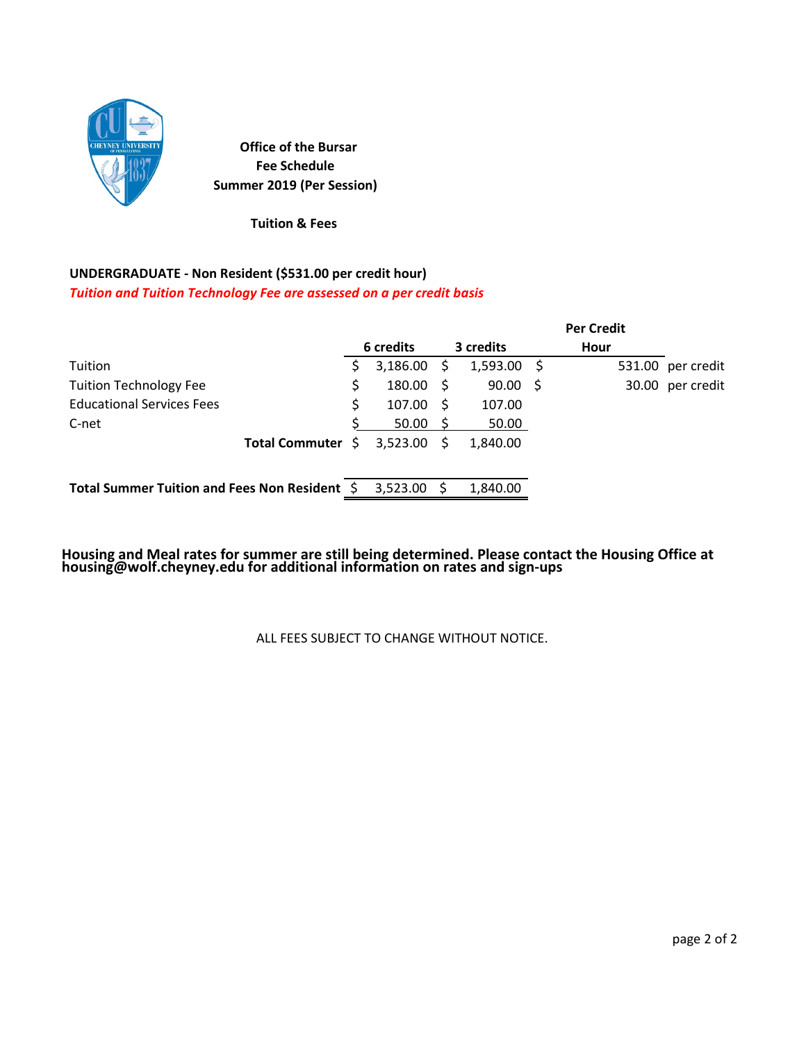**Office of the Bursar**
**Fee Schedule**
**Summer 2019 (Per Session)**

**Tuition & Fees**

**UNDERGRADUATE - Non Resident ($531.00 per credit hour)**

***Tuition and Tuition Technology Fee are assessed on a per credit basis***

| | 6 credits | 3 credits | Per Credit Hour | |
|---|---|---|---|---|
| Tuition | $ 3,186.00 | $ 1,593.00 | $ 531.00 | per credit |
| Tuition Technology Fee | $ 180.00 | $ 90.00 | $ 30.00 | per credit |
| Educational Services Fees | $ 107.00 | $ 107.00 | | |
| C-net | $ 50.00 | $ 50.00 | | |
| **Total Commuter** | $ 3,523.00 | $ 1,840.00 | | |
| **Total Summer Tuition and Fees Non Resident** | $ 3,523.00 | $ 1,840.00 | | |

**Housing and Meal rates for summer are still being determined. Please contact the Housing Office at housing@wolf.cheyney.edu for additional information on rates and sign-ups**

ALL FEES SUBJECT TO CHANGE WITHOUT NOTICE.